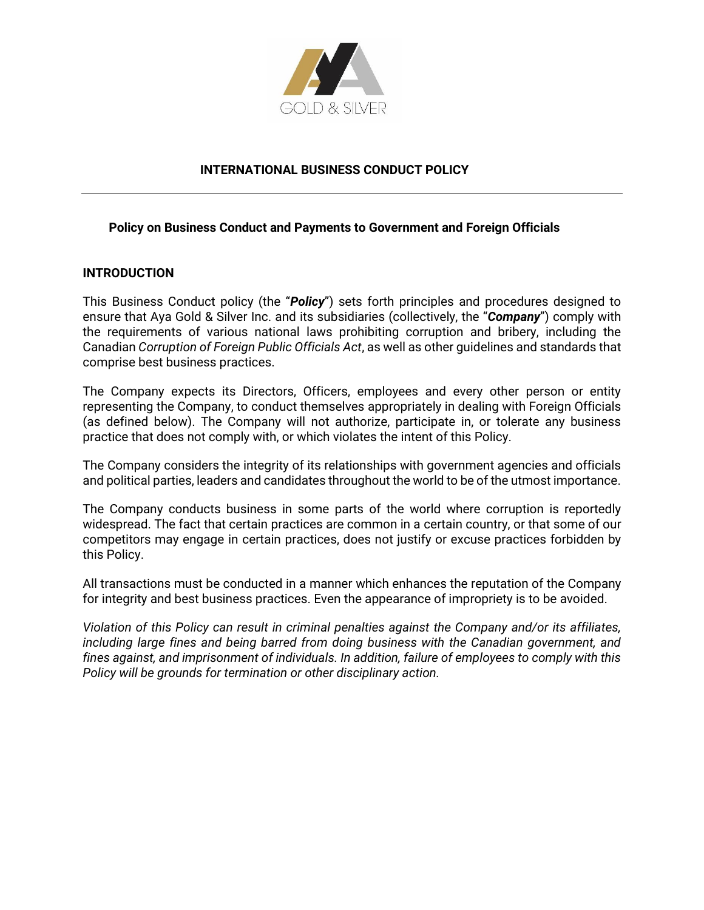# INTERNATIONAL BUSINESS CONDUCT POLICY

---

## Policy on Business Conduct and Payments to Government and Foreign Officials

### INTRODUCTION

This Business Conduct policy (the "***Policy***") sets forth principles and procedures designed to ensure that Aya Gold & Silver Inc. and its subsidiaries (collectively, the "***Company***") comply with the requirements of various national laws prohibiting corruption and bribery, including the Canadian *Corruption of Foreign Public Officials Act*, as well as other guidelines and standards that comprise best business practices.

The Company expects its Directors, Officers, employees and every other person or entity representing the Company, to conduct themselves appropriately in dealing with Foreign Officials (as defined below). The Company will not authorize, participate in, or tolerate any business practice that does not comply with, or which violates the intent of this Policy.

The Company considers the integrity of its relationships with government agencies and officials and political parties, leaders and candidates throughout the world to be of the utmost importance.

The Company conducts business in some parts of the world where corruption is reportedly widespread. The fact that certain practices are common in a certain country, or that some of our competitors may engage in certain practices, does not justify or excuse practices forbidden by this Policy.

All transactions must be conducted in a manner which enhances the reputation of the Company for integrity and best business practices. Even the appearance of impropriety is to be avoided.

*Violation of this Policy can result in criminal penalties against the Company and/or its affiliates, including large fines and being barred from doing business with the Canadian government, and fines against, and imprisonment of individuals. In addition, failure of employees to comply with this Policy will be grounds for termination or other disciplinary action.*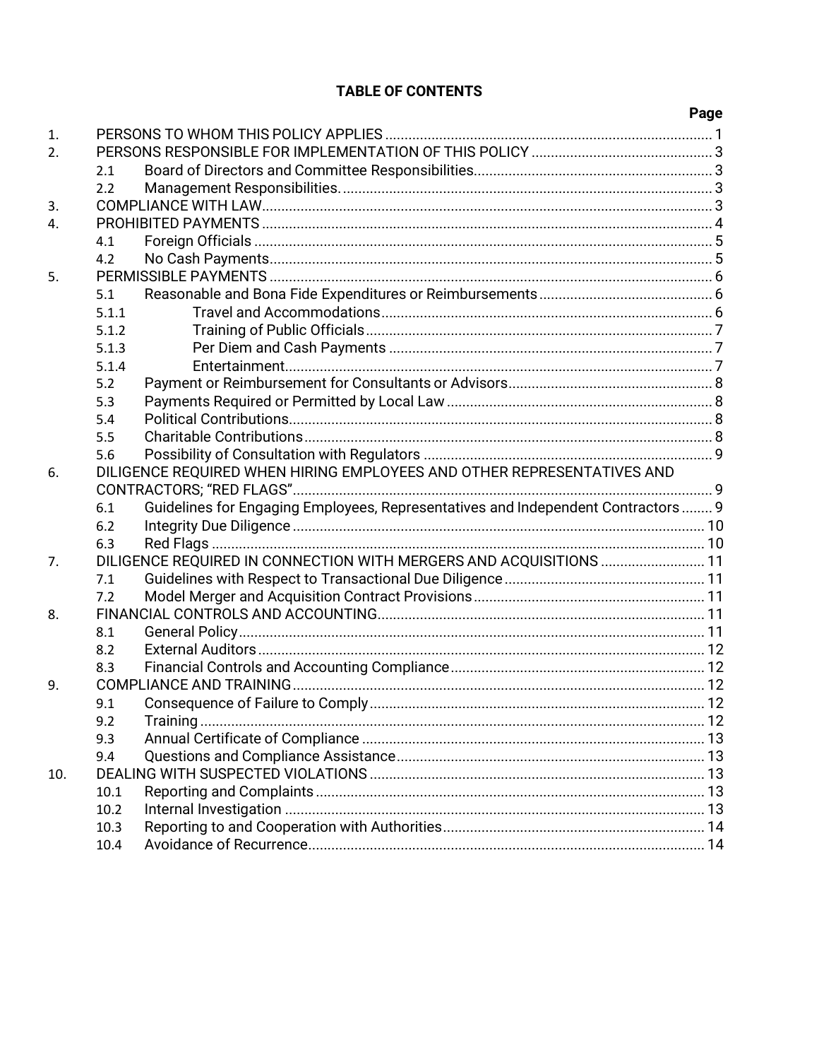**TABLE OF CONTENTS**

| | | Page |
|---|---|---|
| 1. | PERSONS TO WHOM THIS POLICY APPLIES | 1 |
| 2. | PERSONS RESPONSIBLE FOR IMPLEMENTATION OF THIS POLICY | 3 |
| 2.1 | Board of Directors and Committee Responsibilities | 3 |
| 2.2 | Management Responsibilities. | 3 |
| 3. | COMPLIANCE WITH LAW | 3 |
| 4. | PROHIBITED PAYMENTS | 4 |
| 4.1 | Foreign Officials | 5 |
| 4.2 | No Cash Payments | 5 |
| 5. | PERMISSIBLE PAYMENTS | 6 |
| 5.1 | Reasonable and Bona Fide Expenditures or Reimbursements | 6 |
| 5.1.1 | Travel and Accommodations | 6 |
| 5.1.2 | Training of Public Officials | 7 |
| 5.1.3 | Per Diem and Cash Payments | 7 |
| 5.1.4 | Entertainment | 7 |
| 5.2 | Payment or Reimbursement for Consultants or Advisors | 8 |
| 5.3 | Payments Required or Permitted by Local Law | 8 |
| 5.4 | Political Contributions | 8 |
| 5.5 | Charitable Contributions | 8 |
| 5.6 | Possibility of Consultation with Regulators | 9 |
| 6. | DILIGENCE REQUIRED WHEN HIRING EMPLOYEES AND OTHER REPRESENTATIVES AND CONTRACTORS; "RED FLAGS" | 9 |
| 6.1 | Guidelines for Engaging Employees, Representatives and Independent Contractors | 9 |
| 6.2 | Integrity Due Diligence | 10 |
| 6.3 | Red Flags | 10 |
| 7. | DILIGENCE REQUIRED IN CONNECTION WITH MERGERS AND ACQUISITIONS | 11 |
| 7.1 | Guidelines with Respect to Transactional Due Diligence | 11 |
| 7.2 | Model Merger and Acquisition Contract Provisions | 11 |
| 8. | FINANCIAL CONTROLS AND ACCOUNTING | 11 |
| 8.1 | General Policy | 11 |
| 8.2 | External Auditors | 12 |
| 8.3 | Financial Controls and Accounting Compliance | 12 |
| 9. | COMPLIANCE AND TRAINING | 12 |
| 9.1 | Consequence of Failure to Comply | 12 |
| 9.2 | Training | 12 |
| 9.3 | Annual Certificate of Compliance | 13 |
| 9.4 | Questions and Compliance Assistance | 13 |
| 10. | DEALING WITH SUSPECTED VIOLATIONS | 13 |
| 10.1 | Reporting and Complaints | 13 |
| 10.2 | Internal Investigation | 13 |
| 10.3 | Reporting to and Cooperation with Authorities | 14 |
| 10.4 | Avoidance of Recurrence | 14 |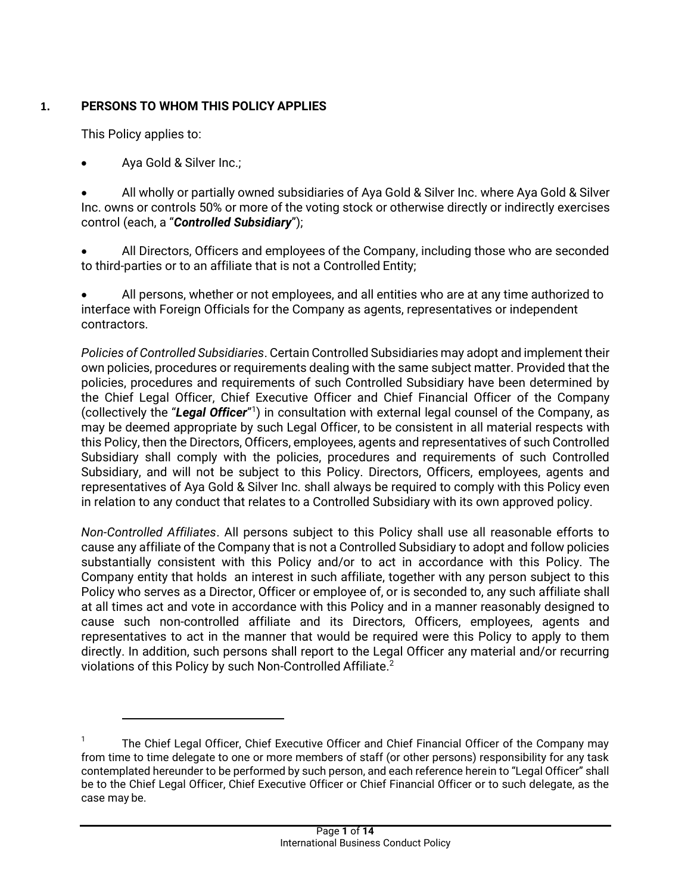## 1. PERSONS TO WHOM THIS POLICY APPLIES

This Policy applies to:

- Aya Gold & Silver Inc.;
- All wholly or partially owned subsidiaries of Aya Gold & Silver Inc. where Aya Gold & Silver Inc. owns or controls 50% or more of the voting stock or otherwise directly or indirectly exercises control (each, a "***Controlled Subsidiary***");
- All Directors, Officers and employees of the Company, including those who are seconded to third-parties or to an affiliate that is not a Controlled Entity;
- All persons, whether or not employees, and all entities who are at any time authorized to interface with Foreign Officials for the Company as agents, representatives or independent contractors.

*Policies of Controlled Subsidiaries*. Certain Controlled Subsidiaries may adopt and implement their own policies, procedures or requirements dealing with the same subject matter. Provided that the policies, procedures and requirements of such Controlled Subsidiary have been determined by the Chief Legal Officer, Chief Executive Officer and Chief Financial Officer of the Company (collectively the "***Legal Officer***"[1]) in consultation with external legal counsel of the Company, as may be deemed appropriate by such Legal Officer, to be consistent in all material respects with this Policy, then the Directors, Officers, employees, agents and representatives of such Controlled Subsidiary shall comply with the policies, procedures and requirements of such Controlled Subsidiary, and will not be subject to this Policy. Directors, Officers, employees, agents and representatives of Aya Gold & Silver Inc. shall always be required to comply with this Policy even in relation to any conduct that relates to a Controlled Subsidiary with its own approved policy.

*Non-Controlled Affiliates*. All persons subject to this Policy shall use all reasonable efforts to cause any affiliate of the Company that is not a Controlled Subsidiary to adopt and follow policies substantially consistent with this Policy and/or to act in accordance with this Policy. The Company entity that holds an interest in such affiliate, together with any person subject to this Policy who serves as a Director, Officer or employee of, or is seconded to, any such affiliate shall at all times act and vote in accordance with this Policy and in a manner reasonably designed to cause such non-controlled affiliate and its Directors, Officers, employees, agents and representatives to act in the manner that would be required were this Policy to apply to them directly. In addition, such persons shall report to the Legal Officer any material and/or recurring violations of this Policy by such Non-Controlled Affiliate.[2]

---

[1] The Chief Legal Officer, Chief Executive Officer and Chief Financial Officer of the Company may from time to time delegate to one or more members of staff (or other persons) responsibility for any task contemplated hereunder to be performed by such person, and each reference herein to "Legal Officer" shall be to the Chief Legal Officer, Chief Executive Officer or Chief Financial Officer or to such delegate, as the case may be.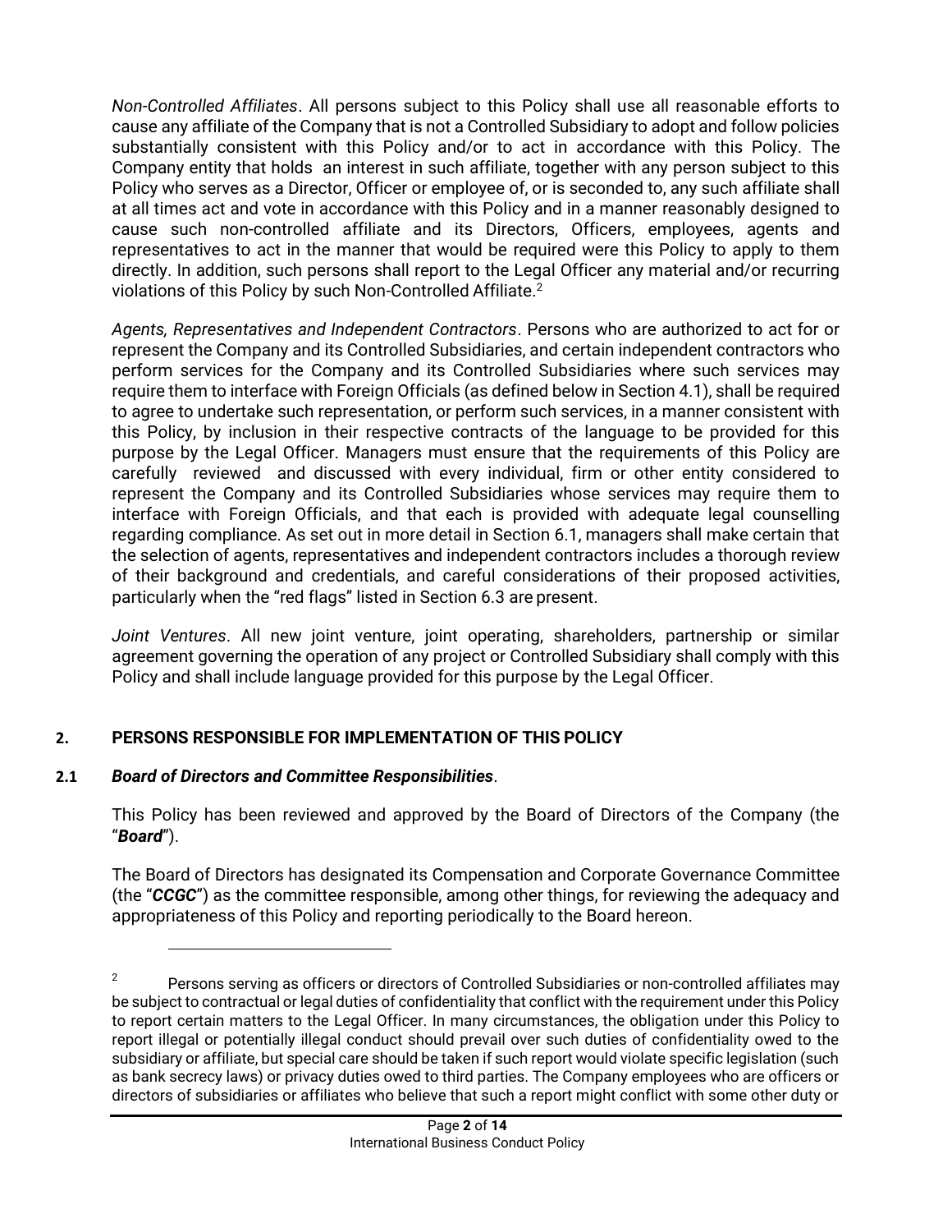*Non-Controlled Affiliates*. All persons subject to this Policy shall use all reasonable efforts to cause any affiliate of the Company that is not a Controlled Subsidiary to adopt and follow policies substantially consistent with this Policy and/or to act in accordance with this Policy. The Company entity that holds an interest in such affiliate, together with any person subject to this Policy who serves as a Director, Officer or employee of, or is seconded to, any such affiliate shall at all times act and vote in accordance with this Policy and in a manner reasonably designed to cause such non-controlled affiliate and its Directors, Officers, employees, agents and representatives to act in the manner that would be required were this Policy to apply to them directly. In addition, such persons shall report to the Legal Officer any material and/or recurring violations of this Policy by such Non-Controlled Affiliate.[2]

*Agents, Representatives and Independent Contractors*. Persons who are authorized to act for or represent the Company and its Controlled Subsidiaries, and certain independent contractors who perform services for the Company and its Controlled Subsidiaries where such services may require them to interface with Foreign Officials (as defined below in Section 4.1), shall be required to agree to undertake such representation, or perform such services, in a manner consistent with this Policy, by inclusion in their respective contracts of the language to be provided for this purpose by the Legal Officer. Managers must ensure that the requirements of this Policy are carefully reviewed and discussed with every individual, firm or other entity considered to represent the Company and its Controlled Subsidiaries whose services may require them to interface with Foreign Officials, and that each is provided with adequate legal counselling regarding compliance. As set out in more detail in Section 6.1, managers shall make certain that the selection of agents, representatives and independent contractors includes a thorough review of their background and credentials, and careful considerations of their proposed activities, particularly when the "red flags" listed in Section 6.3 are present.

*Joint Ventures*. All new joint venture, joint operating, shareholders, partnership or similar agreement governing the operation of any project or Controlled Subsidiary shall comply with this Policy and shall include language provided for this purpose by the Legal Officer.

## 2. PERSONS RESPONSIBLE FOR IMPLEMENTATION OF THIS POLICY

### 2.1 *Board of Directors and Committee Responsibilities*.

This Policy has been reviewed and approved by the Board of Directors of the Company (the "***Board***").

The Board of Directors has designated its Compensation and Corporate Governance Committee (the "***CCGC***") as the committee responsible, among other things, for reviewing the adequacy and appropriateness of this Policy and reporting periodically to the Board hereon.

---

[2] Persons serving as officers or directors of Controlled Subsidiaries or non-controlled affiliates may be subject to contractual or legal duties of confidentiality that conflict with the requirement under this Policy to report certain matters to the Legal Officer. In many circumstances, the obligation under this Policy to report illegal or potentially illegal conduct should prevail over such duties of confidentiality owed to the subsidiary or affiliate, but special care should be taken if such report would violate specific legislation (such as bank secrecy laws) or privacy duties owed to third parties. The Company employees who are officers or directors of subsidiaries or affiliates who believe that such a report might conflict with some other duty or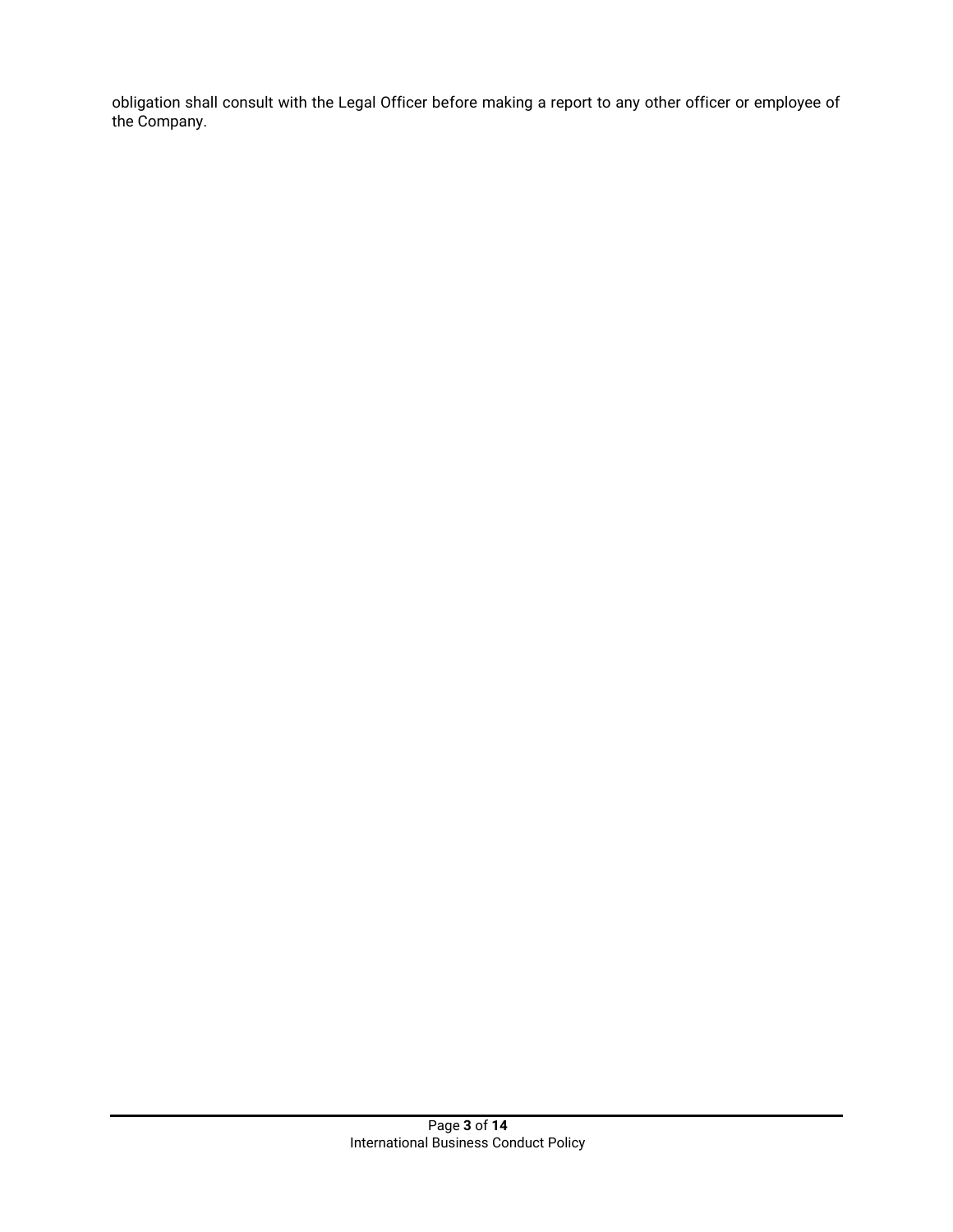obligation shall consult with the Legal Officer before making a report to any other officer or employee of the Company.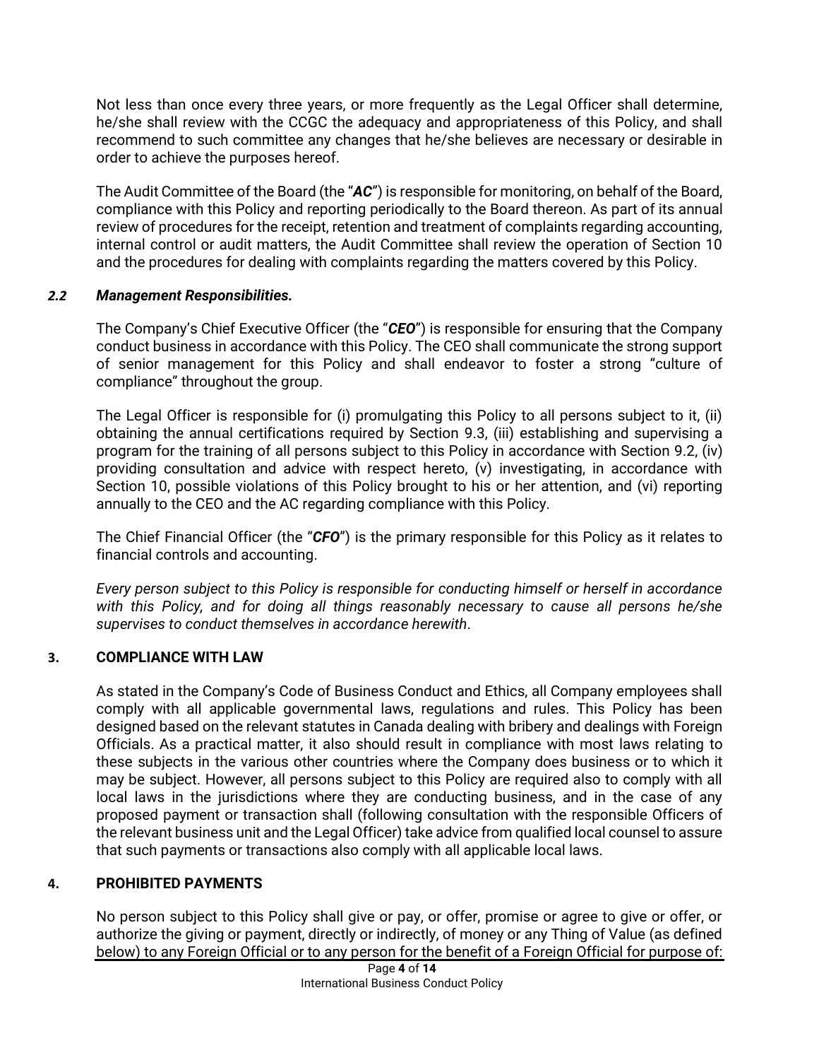Not less than once every three years, or more frequently as the Legal Officer shall determine, he/she shall review with the CCGC the adequacy and appropriateness of this Policy, and shall recommend to such committee any changes that he/she believes are necessary or desirable in order to achieve the purposes hereof.

The Audit Committee of the Board (the "***AC***") is responsible for monitoring, on behalf of the Board, compliance with this Policy and reporting periodically to the Board thereon. As part of its annual review of procedures for the receipt, retention and treatment of complaints regarding accounting, internal control or audit matters, the Audit Committee shall review the operation of Section 10 and the procedures for dealing with complaints regarding the matters covered by this Policy.

### *2.2 Management Responsibilities.*

The Company's Chief Executive Officer (the "***CEO***") is responsible for ensuring that the Company conduct business in accordance with this Policy. The CEO shall communicate the strong support of senior management for this Policy and shall endeavor to foster a strong "culture of compliance" throughout the group.

The Legal Officer is responsible for (i) promulgating this Policy to all persons subject to it, (ii) obtaining the annual certifications required by Section 9.3, (iii) establishing and supervising a program for the training of all persons subject to this Policy in accordance with Section 9.2, (iv) providing consultation and advice with respect hereto, (v) investigating, in accordance with Section 10, possible violations of this Policy brought to his or her attention, and (vi) reporting annually to the CEO and the AC regarding compliance with this Policy.

The Chief Financial Officer (the "***CFO***") is the primary responsible for this Policy as it relates to financial controls and accounting.

*Every person subject to this Policy is responsible for conducting himself or herself in accordance with this Policy, and for doing all things reasonably necessary to cause all persons he/she supervises to conduct themselves in accordance herewith*.

## 3. COMPLIANCE WITH LAW

As stated in the Company's Code of Business Conduct and Ethics, all Company employees shall comply with all applicable governmental laws, regulations and rules. This Policy has been designed based on the relevant statutes in Canada dealing with bribery and dealings with Foreign Officials. As a practical matter, it also should result in compliance with most laws relating to these subjects in the various other countries where the Company does business or to which it may be subject. However, all persons subject to this Policy are required also to comply with all local laws in the jurisdictions where they are conducting business, and in the case of any proposed payment or transaction shall (following consultation with the responsible Officers of the relevant business unit and the Legal Officer) take advice from qualified local counsel to assure that such payments or transactions also comply with all applicable local laws.

## 4. PROHIBITED PAYMENTS

No person subject to this Policy shall give or pay, or offer, promise or agree to give or offer, or authorize the giving or payment, directly or indirectly, of money or any Thing of Value (as defined below) to any Foreign Official or to any person for the benefit of a Foreign Official for purpose of: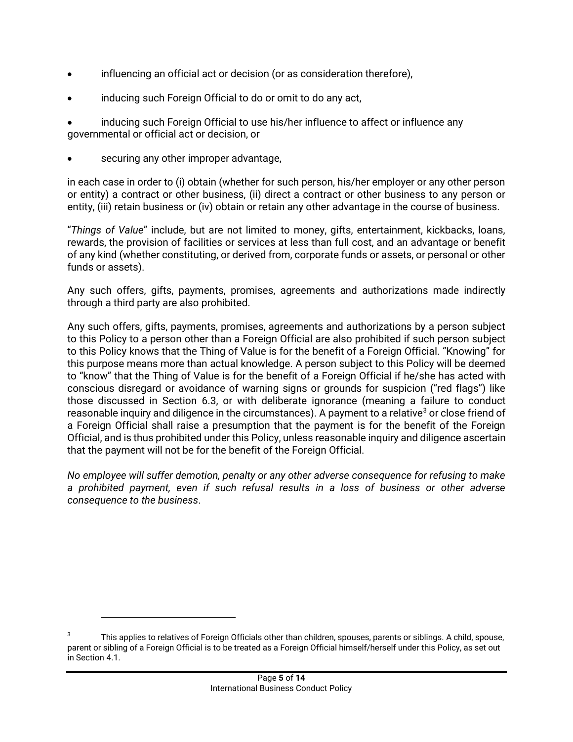- influencing an official act or decision (or as consideration therefore),
- inducing such Foreign Official to do or omit to do any act,
- inducing such Foreign Official to use his/her influence to affect or influence any governmental or official act or decision, or
- securing any other improper advantage,

in each case in order to (i) obtain (whether for such person, his/her employer or any other person or entity) a contract or other business, (ii) direct a contract or other business to any person or entity, (iii) retain business or (iv) obtain or retain any other advantage in the course of business.

"*Things of Value*" include, but are not limited to money, gifts, entertainment, kickbacks, loans, rewards, the provision of facilities or services at less than full cost, and an advantage or benefit of any kind (whether constituting, or derived from, corporate funds or assets, or personal or other funds or assets).

Any such offers, gifts, payments, promises, agreements and authorizations made indirectly through a third party are also prohibited.

Any such offers, gifts, payments, promises, agreements and authorizations by a person subject to this Policy to a person other than a Foreign Official are also prohibited if such person subject to this Policy knows that the Thing of Value is for the benefit of a Foreign Official. "Knowing" for this purpose means more than actual knowledge. A person subject to this Policy will be deemed to "know" that the Thing of Value is for the benefit of a Foreign Official if he/she has acted with conscious disregard or avoidance of warning signs or grounds for suspicion ("red flags") like those discussed in Section 6.3, or with deliberate ignorance (meaning a failure to conduct reasonable inquiry and diligence in the circumstances). A payment to a relative[3] or close friend of a Foreign Official shall raise a presumption that the payment is for the benefit of the Foreign Official, and is thus prohibited under this Policy, unless reasonable inquiry and diligence ascertain that the payment will not be for the benefit of the Foreign Official.

*No employee will suffer demotion, penalty or any other adverse consequence for refusing to make a prohibited payment, even if such refusal results in a loss of business or other adverse consequence to the business*.

---

[3] This applies to relatives of Foreign Officials other than children, spouses, parents or siblings. A child, spouse, parent or sibling of a Foreign Official is to be treated as a Foreign Official himself/herself under this Policy, as set out in Section 4.1.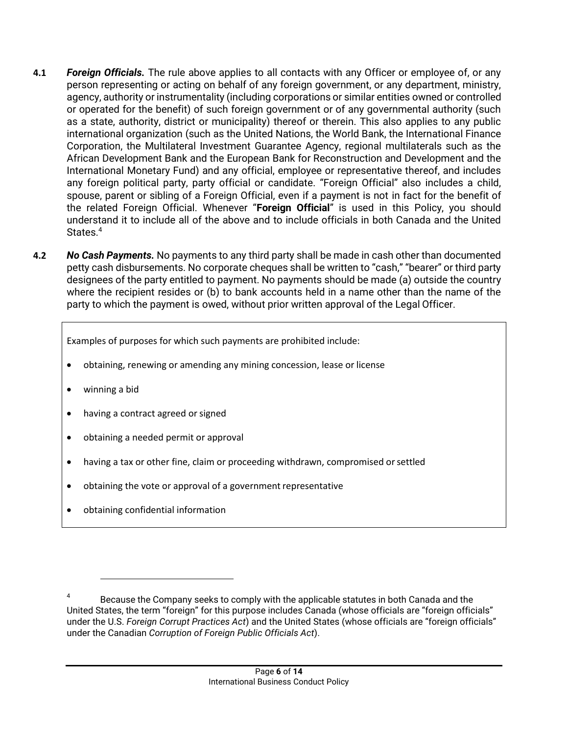**4.1** ***Foreign Officials.*** The rule above applies to all contacts with any Officer or employee of, or any person representing or acting on behalf of any foreign government, or any department, ministry, agency, authority or instrumentality (including corporations or similar entities owned or controlled or operated for the benefit) of such foreign government or of any governmental authority (such as a state, authority, district or municipality) thereof or therein. This also applies to any public international organization (such as the United Nations, the World Bank, the International Finance Corporation, the Multilateral Investment Guarantee Agency, regional multilaterals such as the African Development Bank and the European Bank for Reconstruction and Development and the International Monetary Fund) and any official, employee or representative thereof, and includes any foreign political party, party official or candidate. "Foreign Official" also includes a child, spouse, parent or sibling of a Foreign Official, even if a payment is not in fact for the benefit of the related Foreign Official. Whenever "**Foreign Official**" is used in this Policy, you should understand it to include all of the above and to include officials in both Canada and the United States.[4]

**4.2** ***No Cash Payments.*** No payments to any third party shall be made in cash other than documented petty cash disbursements. No corporate cheques shall be written to "cash," "bearer" or third party designees of the party entitled to payment. No payments should be made (a) outside the country where the recipient resides or (b) to bank accounts held in a name other than the name of the party to which the payment is owed, without prior written approval of the Legal Officer.

> Examples of purposes for which such payments are prohibited include:
>
> - obtaining, renewing or amending any mining concession, lease or license
> - winning a bid
> - having a contract agreed or signed
> - obtaining a needed permit or approval
> - having a tax or other fine, claim or proceeding withdrawn, compromised or settled
> - obtaining the vote or approval of a government representative
> - obtaining confidential information

---

[4] Because the Company seeks to comply with the applicable statutes in both Canada and the United States, the term "foreign" for this purpose includes Canada (whose officials are "foreign officials" under the U.S. *Foreign Corrupt Practices Act*) and the United States (whose officials are "foreign officials" under the Canadian *Corruption of Foreign Public Officials Act*).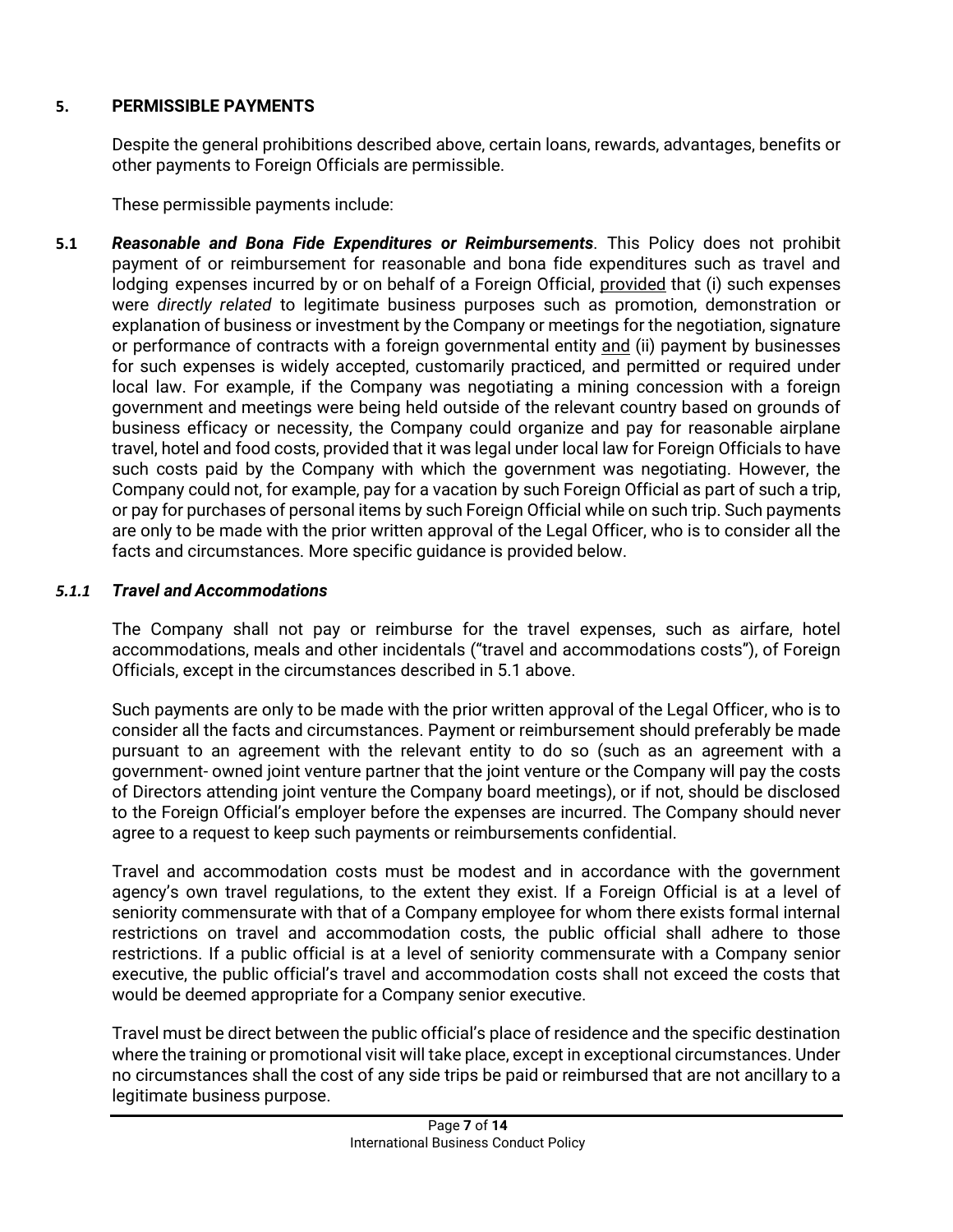## 5. PERMISSIBLE PAYMENTS

Despite the general prohibitions described above, certain loans, rewards, advantages, benefits or other payments to Foreign Officials are permissible.

These permissible payments include:

**5.1** ***Reasonable and Bona Fide Expenditures or Reimbursements***. This Policy does not prohibit payment of or reimbursement for reasonable and bona fide expenditures such as travel and lodging expenses incurred by or on behalf of a Foreign Official, provided that (i) such expenses were *directly related* to legitimate business purposes such as promotion, demonstration or explanation of business or investment by the Company or meetings for the negotiation, signature or performance of contracts with a foreign governmental entity and (ii) payment by businesses for such expenses is widely accepted, customarily practiced, and permitted or required under local law. For example, if the Company was negotiating a mining concession with a foreign government and meetings were being held outside of the relevant country based on grounds of business efficacy or necessity, the Company could organize and pay for reasonable airplane travel, hotel and food costs, provided that it was legal under local law for Foreign Officials to have such costs paid by the Company with which the government was negotiating. However, the Company could not, for example, pay for a vacation by such Foreign Official as part of such a trip, or pay for purchases of personal items by such Foreign Official while on such trip. Such payments are only to be made with the prior written approval of the Legal Officer, who is to consider all the facts and circumstances. More specific guidance is provided below.

### *5.1.1 Travel and Accommodations*

The Company shall not pay or reimburse for the travel expenses, such as airfare, hotel accommodations, meals and other incidentals ("travel and accommodations costs"), of Foreign Officials, except in the circumstances described in 5.1 above.

Such payments are only to be made with the prior written approval of the Legal Officer, who is to consider all the facts and circumstances. Payment or reimbursement should preferably be made pursuant to an agreement with the relevant entity to do so (such as an agreement with a government- owned joint venture partner that the joint venture or the Company will pay the costs of Directors attending joint venture the Company board meetings), or if not, should be disclosed to the Foreign Official's employer before the expenses are incurred. The Company should never agree to a request to keep such payments or reimbursements confidential.

Travel and accommodation costs must be modest and in accordance with the government agency's own travel regulations, to the extent they exist. If a Foreign Official is at a level of seniority commensurate with that of a Company employee for whom there exists formal internal restrictions on travel and accommodation costs, the public official shall adhere to those restrictions. If a public official is at a level of seniority commensurate with a Company senior executive, the public official's travel and accommodation costs shall not exceed the costs that would be deemed appropriate for a Company senior executive.

Travel must be direct between the public official's place of residence and the specific destination where the training or promotional visit will take place, except in exceptional circumstances. Under no circumstances shall the cost of any side trips be paid or reimbursed that are not ancillary to a legitimate business purpose.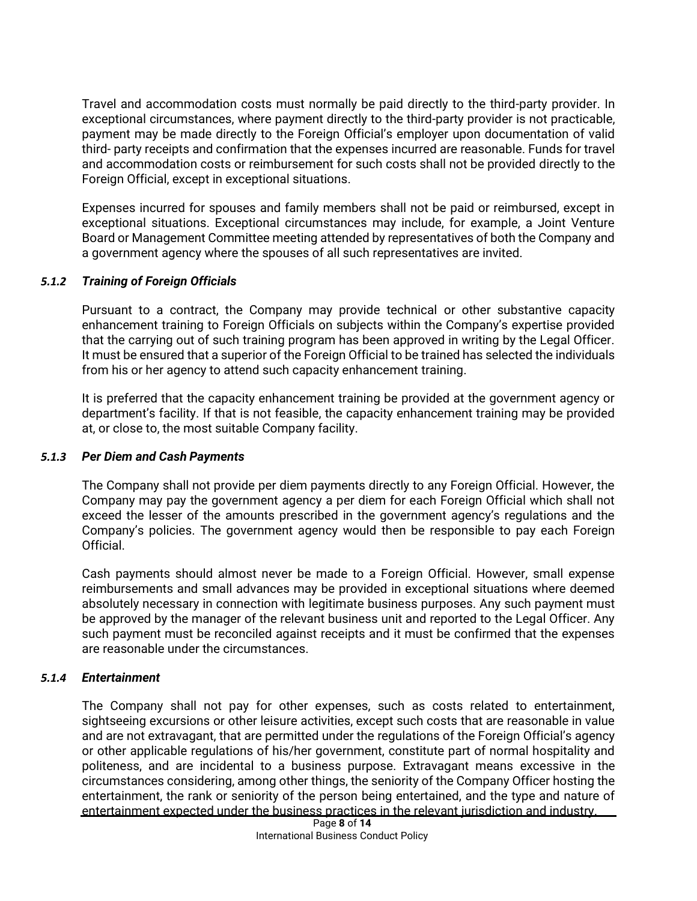Travel and accommodation costs must normally be paid directly to the third-party provider. In exceptional circumstances, where payment directly to the third-party provider is not practicable, payment may be made directly to the Foreign Official's employer upon documentation of valid third- party receipts and confirmation that the expenses incurred are reasonable. Funds for travel and accommodation costs or reimbursement for such costs shall not be provided directly to the Foreign Official, except in exceptional situations.

Expenses incurred for spouses and family members shall not be paid or reimbursed, except in exceptional situations. Exceptional circumstances may include, for example, a Joint Venture Board or Management Committee meeting attended by representatives of both the Company and a government agency where the spouses of all such representatives are invited.

#### *5.1.2 Training of Foreign Officials*

Pursuant to a contract, the Company may provide technical or other substantive capacity enhancement training to Foreign Officials on subjects within the Company's expertise provided that the carrying out of such training program has been approved in writing by the Legal Officer. It must be ensured that a superior of the Foreign Official to be trained has selected the individuals from his or her agency to attend such capacity enhancement training.

It is preferred that the capacity enhancement training be provided at the government agency or department's facility. If that is not feasible, the capacity enhancement training may be provided at, or close to, the most suitable Company facility.

#### *5.1.3 Per Diem and Cash Payments*

The Company shall not provide per diem payments directly to any Foreign Official. However, the Company may pay the government agency a per diem for each Foreign Official which shall not exceed the lesser of the amounts prescribed in the government agency's regulations and the Company's policies. The government agency would then be responsible to pay each Foreign Official.

Cash payments should almost never be made to a Foreign Official. However, small expense reimbursements and small advances may be provided in exceptional situations where deemed absolutely necessary in connection with legitimate business purposes. Any such payment must be approved by the manager of the relevant business unit and reported to the Legal Officer. Any such payment must be reconciled against receipts and it must be confirmed that the expenses are reasonable under the circumstances.

#### *5.1.4 Entertainment*

The Company shall not pay for other expenses, such as costs related to entertainment, sightseeing excursions or other leisure activities, except such costs that are reasonable in value and are not extravagant, that are permitted under the regulations of the Foreign Official's agency or other applicable regulations of his/her government, constitute part of normal hospitality and politeness, and are incidental to a business purpose. Extravagant means excessive in the circumstances considering, among other things, the seniority of the Company Officer hosting the entertainment, the rank or seniority of the person being entertained, and the type and nature of entertainment expected under the business practices in the relevant jurisdiction and industry.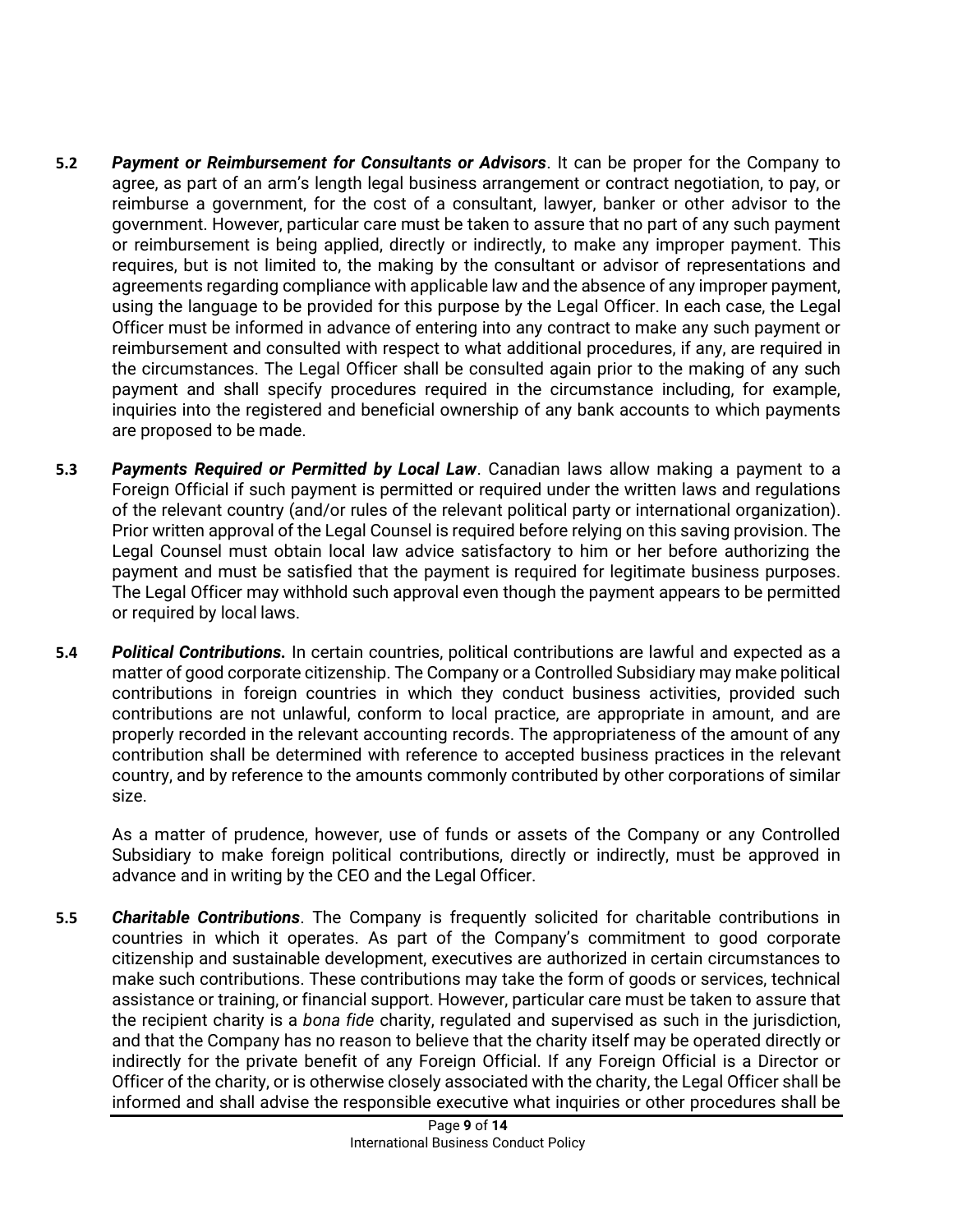**5.2** ***Payment or Reimbursement for Consultants or Advisors***. It can be proper for the Company to agree, as part of an arm's length legal business arrangement or contract negotiation, to pay, or reimburse a government, for the cost of a consultant, lawyer, banker or other advisor to the government. However, particular care must be taken to assure that no part of any such payment or reimbursement is being applied, directly or indirectly, to make any improper payment. This requires, but is not limited to, the making by the consultant or advisor of representations and agreements regarding compliance with applicable law and the absence of any improper payment, using the language to be provided for this purpose by the Legal Officer. In each case, the Legal Officer must be informed in advance of entering into any contract to make any such payment or reimbursement and consulted with respect to what additional procedures, if any, are required in the circumstances. The Legal Officer shall be consulted again prior to the making of any such payment and shall specify procedures required in the circumstance including, for example, inquiries into the registered and beneficial ownership of any bank accounts to which payments are proposed to be made.

**5.3** ***Payments Required or Permitted by Local Law***. Canadian laws allow making a payment to a Foreign Official if such payment is permitted or required under the written laws and regulations of the relevant country (and/or rules of the relevant political party or international organization). Prior written approval of the Legal Counsel is required before relying on this saving provision. The Legal Counsel must obtain local law advice satisfactory to him or her before authorizing the payment and must be satisfied that the payment is required for legitimate business purposes. The Legal Officer may withhold such approval even though the payment appears to be permitted or required by local laws.

**5.4** ***Political Contributions.*** In certain countries, political contributions are lawful and expected as a matter of good corporate citizenship. The Company or a Controlled Subsidiary may make political contributions in foreign countries in which they conduct business activities, provided such contributions are not unlawful, conform to local practice, are appropriate in amount, and are properly recorded in the relevant accounting records. The appropriateness of the amount of any contribution shall be determined with reference to accepted business practices in the relevant country, and by reference to the amounts commonly contributed by other corporations of similar size.

As a matter of prudence, however, use of funds or assets of the Company or any Controlled Subsidiary to make foreign political contributions, directly or indirectly, must be approved in advance and in writing by the CEO and the Legal Officer.

**5.5** ***Charitable Contributions***. The Company is frequently solicited for charitable contributions in countries in which it operates. As part of the Company's commitment to good corporate citizenship and sustainable development, executives are authorized in certain circumstances to make such contributions. These contributions may take the form of goods or services, technical assistance or training, or financial support. However, particular care must be taken to assure that the recipient charity is a *bona fide* charity, regulated and supervised as such in the jurisdiction, and that the Company has no reason to believe that the charity itself may be operated directly or indirectly for the private benefit of any Foreign Official. If any Foreign Official is a Director or Officer of the charity, or is otherwise closely associated with the charity, the Legal Officer shall be informed and shall advise the responsible executive what inquiries or other procedures shall be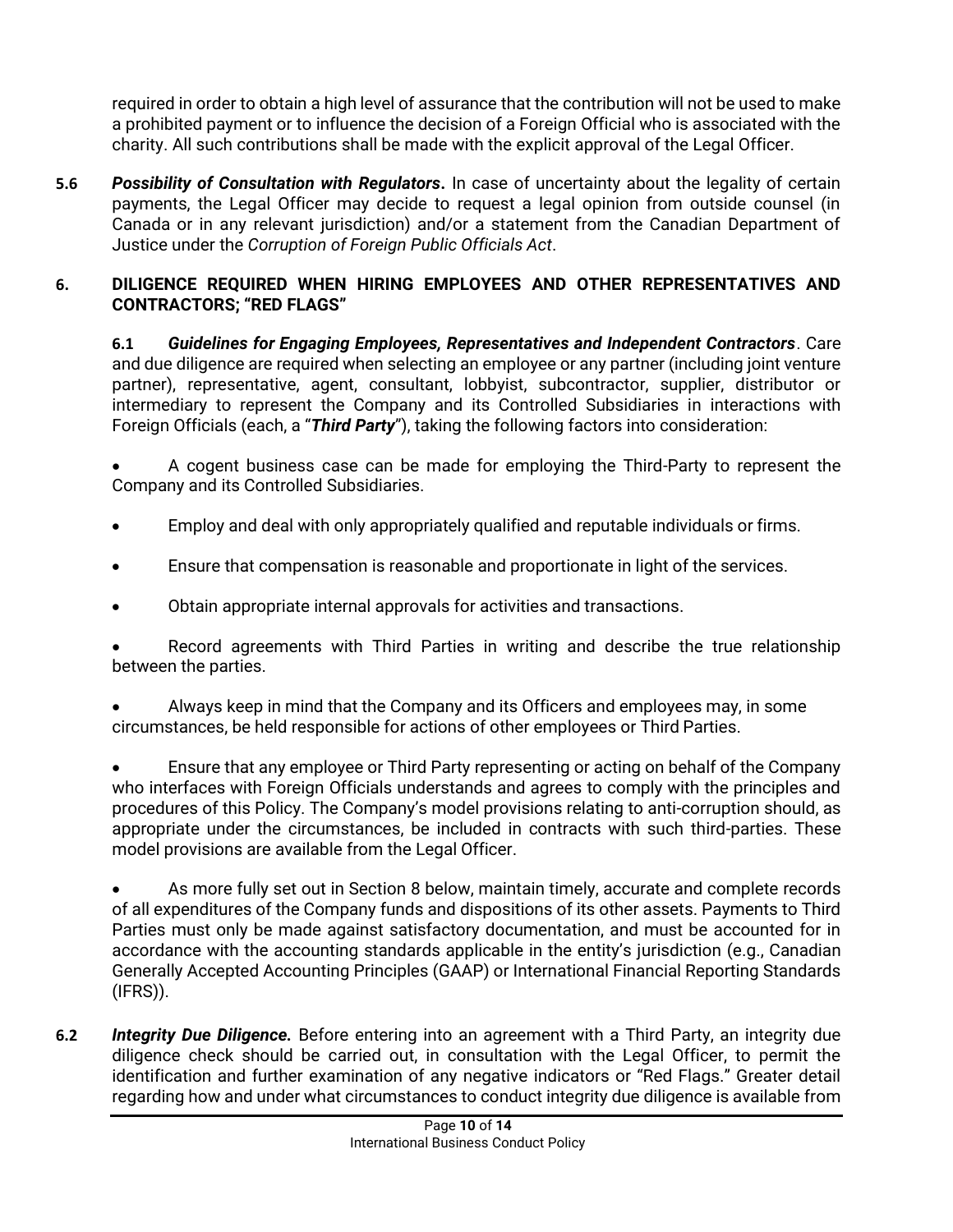required in order to obtain a high level of assurance that the contribution will not be used to make a prohibited payment or to influence the decision of a Foreign Official who is associated with the charity. All such contributions shall be made with the explicit approval of the Legal Officer.

**5.6** ***Possibility of Consultation with Regulators*****.** In case of uncertainty about the legality of certain payments, the Legal Officer may decide to request a legal opinion from outside counsel (in Canada or in any relevant jurisdiction) and/or a statement from the Canadian Department of Justice under the *Corruption of Foreign Public Officials Act*.

## 6. DILIGENCE REQUIRED WHEN HIRING EMPLOYEES AND OTHER REPRESENTATIVES AND CONTRACTORS; "RED FLAGS"

**6.1** ***Guidelines for Engaging Employees, Representatives and Independent Contractors***. Care and due diligence are required when selecting an employee or any partner (including joint venture partner), representative, agent, consultant, lobbyist, subcontractor, supplier, distributor or intermediary to represent the Company and its Controlled Subsidiaries in interactions with Foreign Officials (each, a "***Third Party***"), taking the following factors into consideration:

- A cogent business case can be made for employing the Third-Party to represent the Company and its Controlled Subsidiaries.
- Employ and deal with only appropriately qualified and reputable individuals or firms.
- Ensure that compensation is reasonable and proportionate in light of the services.
- Obtain appropriate internal approvals for activities and transactions.
- Record agreements with Third Parties in writing and describe the true relationship between the parties.
- Always keep in mind that the Company and its Officers and employees may, in some circumstances, be held responsible for actions of other employees or Third Parties.
- Ensure that any employee or Third Party representing or acting on behalf of the Company who interfaces with Foreign Officials understands and agrees to comply with the principles and procedures of this Policy. The Company's model provisions relating to anti-corruption should, as appropriate under the circumstances, be included in contracts with such third-parties. These model provisions are available from the Legal Officer.
- As more fully set out in Section 8 below, maintain timely, accurate and complete records of all expenditures of the Company funds and dispositions of its other assets. Payments to Third Parties must only be made against satisfactory documentation, and must be accounted for in accordance with the accounting standards applicable in the entity's jurisdiction (e.g., Canadian Generally Accepted Accounting Principles (GAAP) or International Financial Reporting Standards (IFRS)).

**6.2** ***Integrity Due Diligence.*** Before entering into an agreement with a Third Party, an integrity due diligence check should be carried out, in consultation with the Legal Officer, to permit the identification and further examination of any negative indicators or "Red Flags." Greater detail regarding how and under what circumstances to conduct integrity due diligence is available from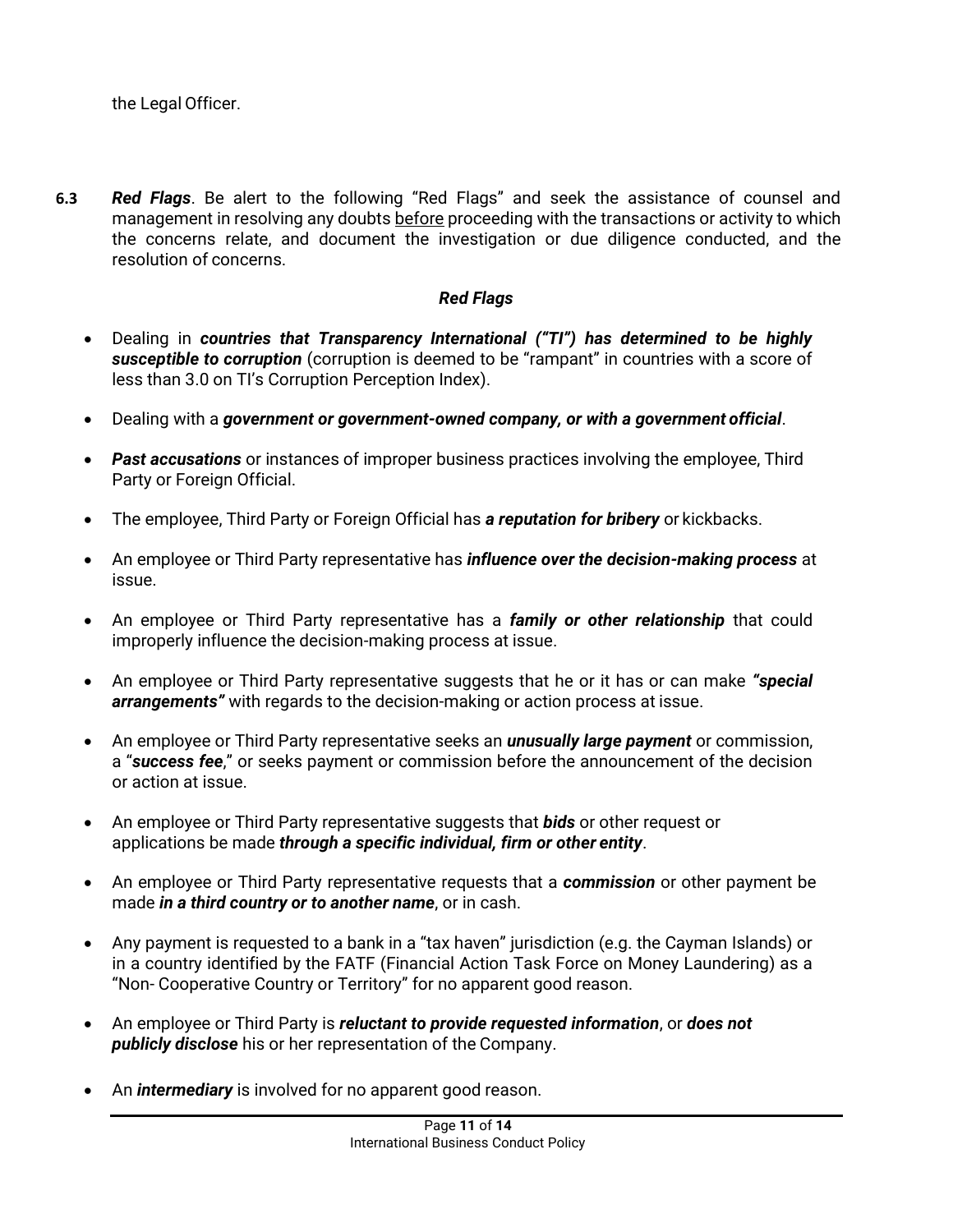the Legal Officer.

**6.3** ***Red Flags***. Be alert to the following "Red Flags" and seek the assistance of counsel and management in resolving any doubts <u>before</u> proceeding with the transactions or activity to which the concerns relate, and document the investigation or due diligence conducted, and the resolution of concerns.

***Red Flags***

- Dealing in ***countries that Transparency International ("TI") has determined to be highly susceptible to corruption*** (corruption is deemed to be "rampant" in countries with a score of less than 3.0 on TI's Corruption Perception Index).
- Dealing with a ***government or government-owned company, or with a government official***.
- ***Past accusations*** or instances of improper business practices involving the employee, Third Party or Foreign Official.
- The employee, Third Party or Foreign Official has ***a reputation for bribery*** or kickbacks.
- An employee or Third Party representative has ***influence over the decision-making process*** at issue.
- An employee or Third Party representative has a ***family or other relationship*** that could improperly influence the decision-making process at issue.
- An employee or Third Party representative suggests that he or it has or can make ***"special arrangements"*** with regards to the decision-making or action process at issue.
- An employee or Third Party representative seeks an ***unusually large payment*** or commission, a "***success fee***," or seeks payment or commission before the announcement of the decision or action at issue.
- An employee or Third Party representative suggests that ***bids*** or other request or applications be made ***through a specific individual, firm or other entity***.
- An employee or Third Party representative requests that a ***commission*** or other payment be made ***in a third country or to another name***, or in cash.
- Any payment is requested to a bank in a "tax haven" jurisdiction (e.g. the Cayman Islands) or in a country identified by the FATF (Financial Action Task Force on Money Laundering) as a "Non- Cooperative Country or Territory" for no apparent good reason.
- An employee or Third Party is ***reluctant to provide requested information***, or ***does not publicly disclose*** his or her representation of the Company.
- An ***intermediary*** is involved for no apparent good reason.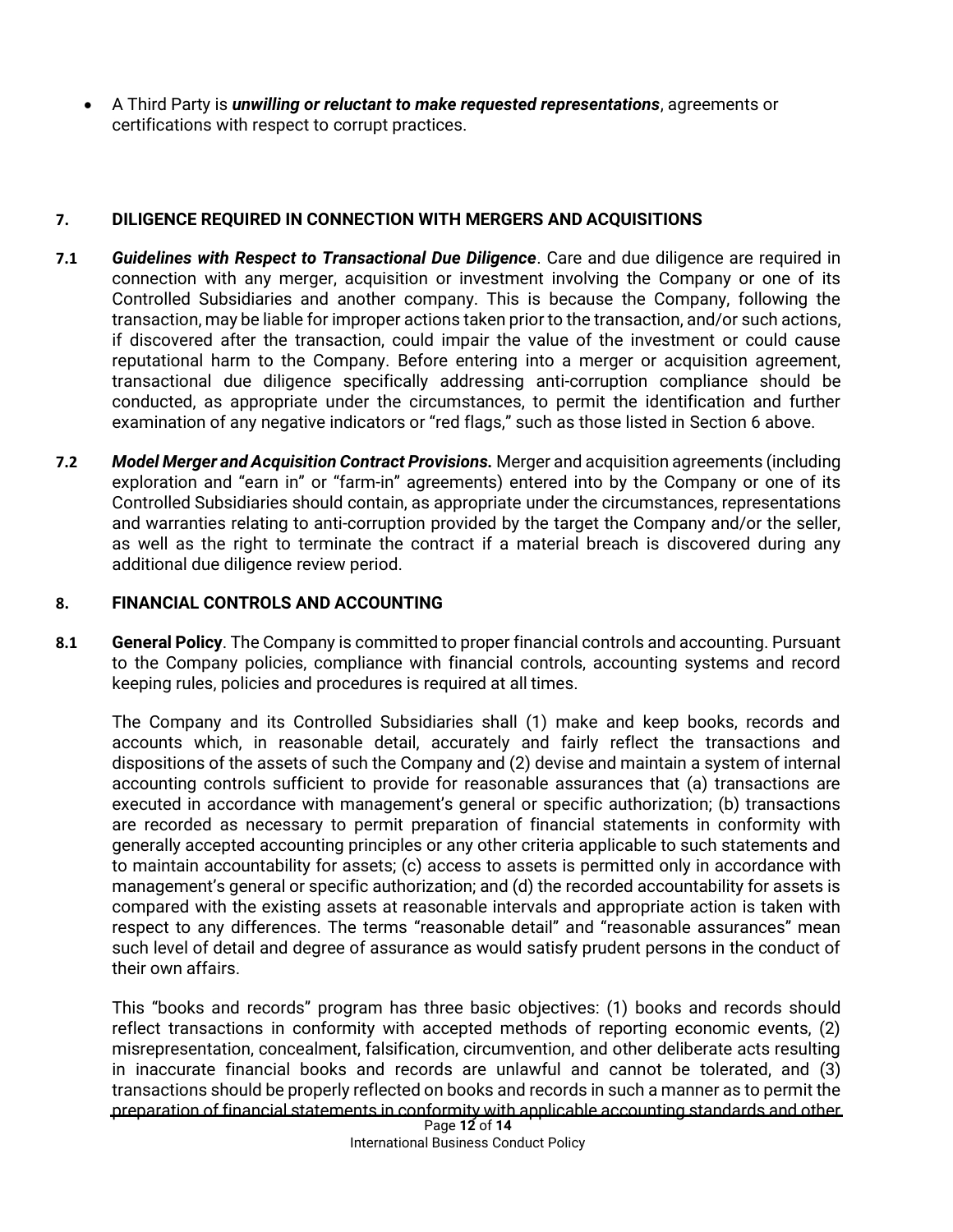- A Third Party is ***unwilling or reluctant to make requested representations***, agreements or certifications with respect to corrupt practices.

## 7. DILIGENCE REQUIRED IN CONNECTION WITH MERGERS AND ACQUISITIONS

**7.1** ***Guidelines with Respect to Transactional Due Diligence***. Care and due diligence are required in connection with any merger, acquisition or investment involving the Company or one of its Controlled Subsidiaries and another company. This is because the Company, following the transaction, may be liable for improper actions taken prior to the transaction, and/or such actions, if discovered after the transaction, could impair the value of the investment or could cause reputational harm to the Company. Before entering into a merger or acquisition agreement, transactional due diligence specifically addressing anti-corruption compliance should be conducted, as appropriate under the circumstances, to permit the identification and further examination of any negative indicators or "red flags," such as those listed in Section 6 above.

**7.2** ***Model Merger and Acquisition Contract Provisions.*** Merger and acquisition agreements (including exploration and "earn in" or "farm-in" agreements) entered into by the Company or one of its Controlled Subsidiaries should contain, as appropriate under the circumstances, representations and warranties relating to anti-corruption provided by the target the Company and/or the seller, as well as the right to terminate the contract if a material breach is discovered during any additional due diligence review period.

## 8. FINANCIAL CONTROLS AND ACCOUNTING

**8.1** **General Policy**. The Company is committed to proper financial controls and accounting. Pursuant to the Company policies, compliance with financial controls, accounting systems and record keeping rules, policies and procedures is required at all times.

The Company and its Controlled Subsidiaries shall (1) make and keep books, records and accounts which, in reasonable detail, accurately and fairly reflect the transactions and dispositions of the assets of such the Company and (2) devise and maintain a system of internal accounting controls sufficient to provide for reasonable assurances that (a) transactions are executed in accordance with management's general or specific authorization; (b) transactions are recorded as necessary to permit preparation of financial statements in conformity with generally accepted accounting principles or any other criteria applicable to such statements and to maintain accountability for assets; (c) access to assets is permitted only in accordance with management's general or specific authorization; and (d) the recorded accountability for assets is compared with the existing assets at reasonable intervals and appropriate action is taken with respect to any differences. The terms "reasonable detail" and "reasonable assurances" mean such level of detail and degree of assurance as would satisfy prudent persons in the conduct of their own affairs.

This "books and records" program has three basic objectives: (1) books and records should reflect transactions in conformity with accepted methods of reporting economic events, (2) misrepresentation, concealment, falsification, circumvention, and other deliberate acts resulting in inaccurate financial books and records are unlawful and cannot be tolerated, and (3) transactions should be properly reflected on books and records in such a manner as to permit the preparation of financial statements in conformity with applicable accounting standards and other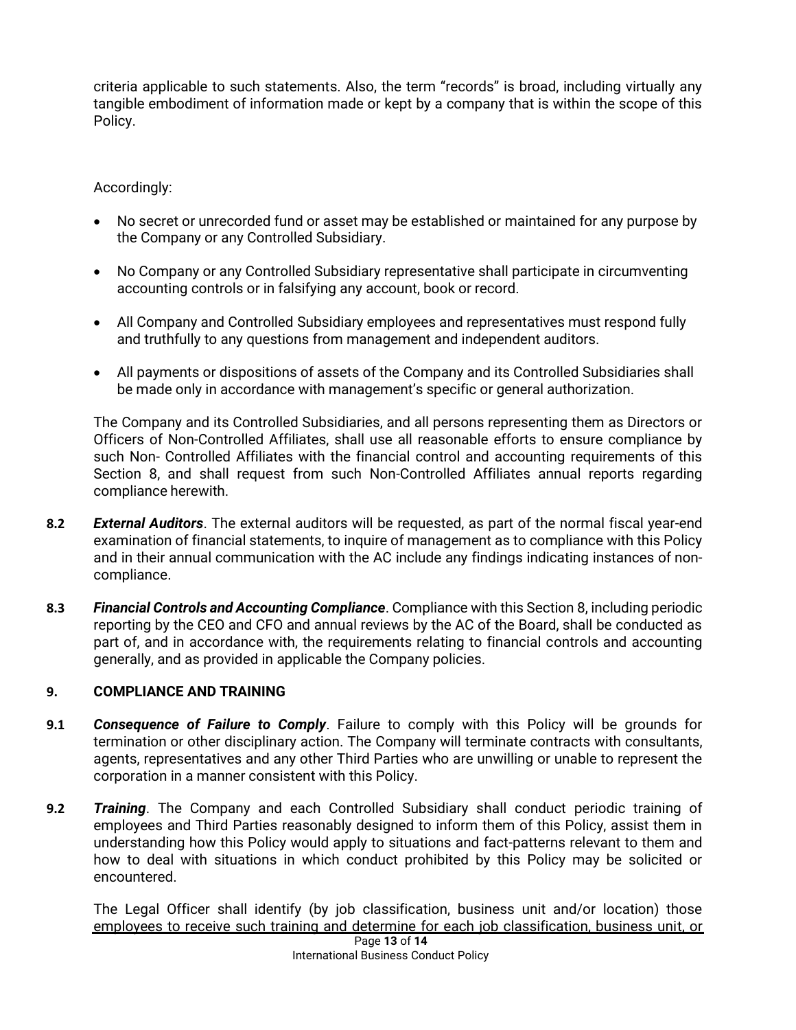criteria applicable to such statements. Also, the term "records" is broad, including virtually any tangible embodiment of information made or kept by a company that is within the scope of this Policy.

Accordingly:

- No secret or unrecorded fund or asset may be established or maintained for any purpose by the Company or any Controlled Subsidiary.
- No Company or any Controlled Subsidiary representative shall participate in circumventing accounting controls or in falsifying any account, book or record.
- All Company and Controlled Subsidiary employees and representatives must respond fully and truthfully to any questions from management and independent auditors.
- All payments or dispositions of assets of the Company and its Controlled Subsidiaries shall be made only in accordance with management's specific or general authorization.

The Company and its Controlled Subsidiaries, and all persons representing them as Directors or Officers of Non-Controlled Affiliates, shall use all reasonable efforts to ensure compliance by such Non- Controlled Affiliates with the financial control and accounting requirements of this Section 8, and shall request from such Non-Controlled Affiliates annual reports regarding compliance herewith.

**8.2** ***External Auditors***. The external auditors will be requested, as part of the normal fiscal year-end examination of financial statements, to inquire of management as to compliance with this Policy and in their annual communication with the AC include any findings indicating instances of non-compliance.

**8.3** ***Financial Controls and Accounting Compliance***. Compliance with this Section 8, including periodic reporting by the CEO and CFO and annual reviews by the AC of the Board, shall be conducted as part of, and in accordance with, the requirements relating to financial controls and accounting generally, and as provided in applicable the Company policies.

## 9. COMPLIANCE AND TRAINING

**9.1** ***Consequence of Failure to Comply***. Failure to comply with this Policy will be grounds for termination or other disciplinary action. The Company will terminate contracts with consultants, agents, representatives and any other Third Parties who are unwilling or unable to represent the corporation in a manner consistent with this Policy.

**9.2** ***Training***. The Company and each Controlled Subsidiary shall conduct periodic training of employees and Third Parties reasonably designed to inform them of this Policy, assist them in understanding how this Policy would apply to situations and fact-patterns relevant to them and how to deal with situations in which conduct prohibited by this Policy may be solicited or encountered.

The Legal Officer shall identify (by job classification, business unit and/or location) those employees to receive such training and determine for each job classification, business unit, or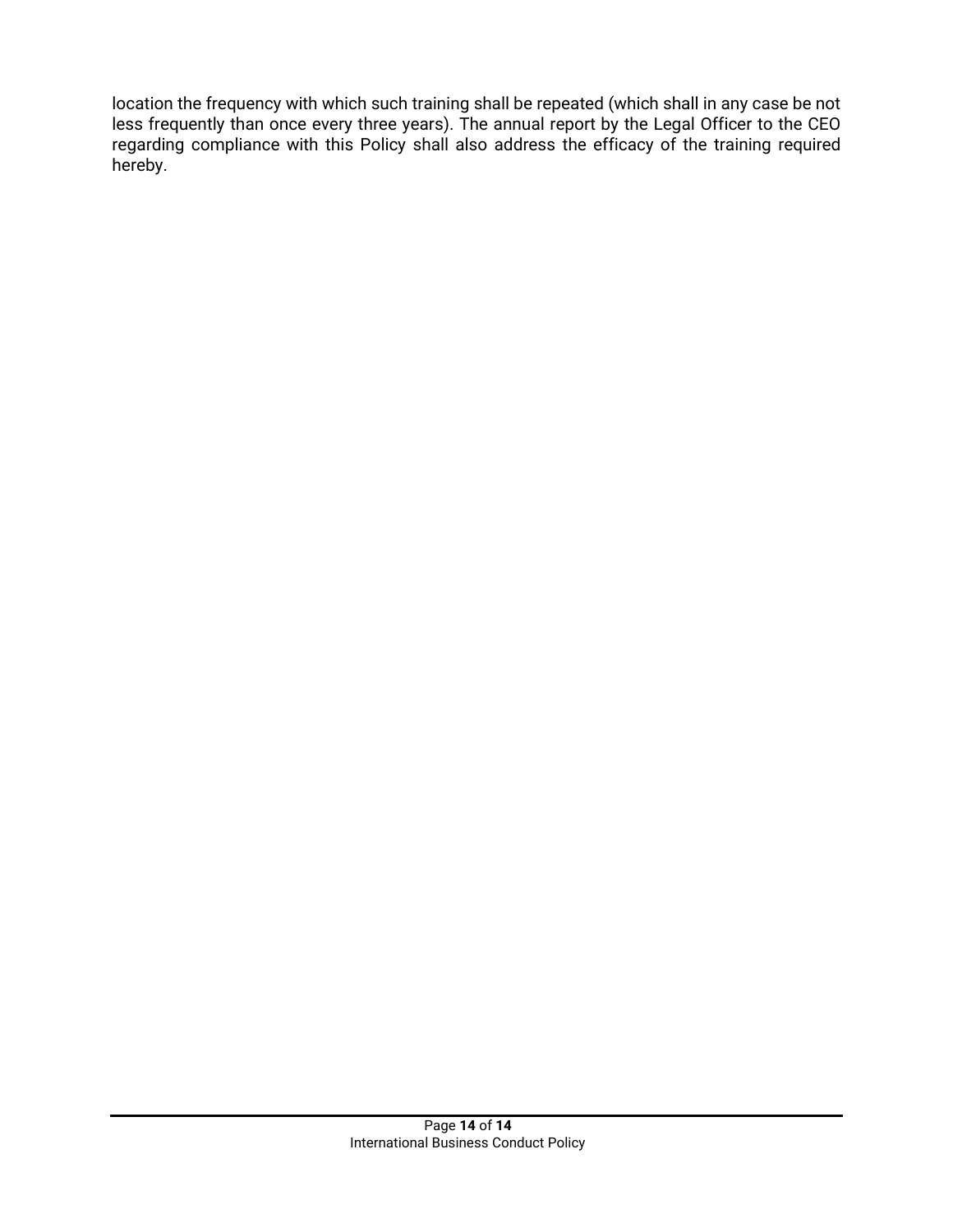location the frequency with which such training shall be repeated (which shall in any case be not less frequently than once every three years). The annual report by the Legal Officer to the CEO regarding compliance with this Policy shall also address the efficacy of the training required hereby.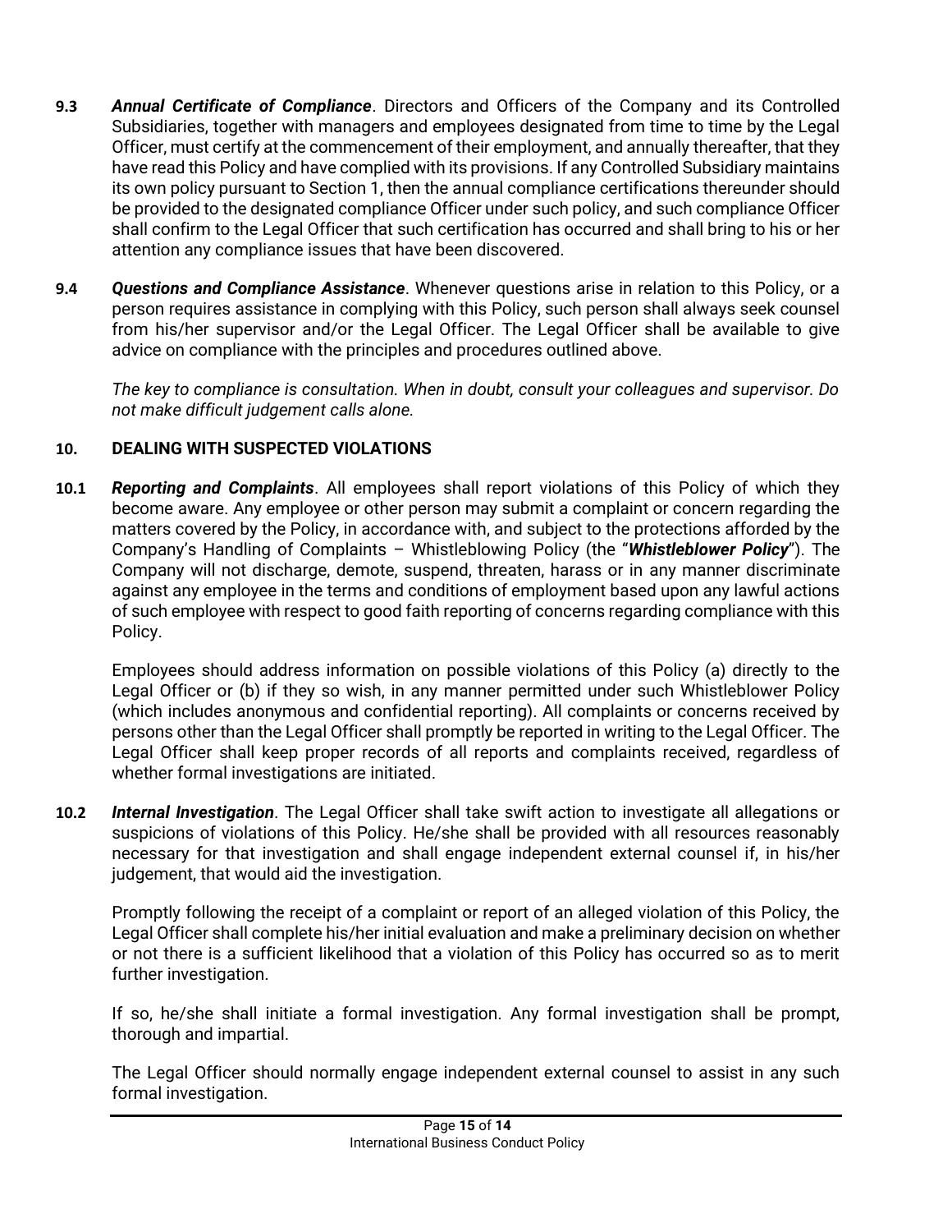**9.3** ***Annual Certificate of Compliance***. Directors and Officers of the Company and its Controlled Subsidiaries, together with managers and employees designated from time to time by the Legal Officer, must certify at the commencement of their employment, and annually thereafter, that they have read this Policy and have complied with its provisions. If any Controlled Subsidiary maintains its own policy pursuant to Section 1, then the annual compliance certifications thereunder should be provided to the designated compliance Officer under such policy, and such compliance Officer shall confirm to the Legal Officer that such certification has occurred and shall bring to his or her attention any compliance issues that have been discovered.

**9.4** ***Questions and Compliance Assistance***. Whenever questions arise in relation to this Policy, or a person requires assistance in complying with this Policy, such person shall always seek counsel from his/her supervisor and/or the Legal Officer. The Legal Officer shall be available to give advice on compliance with the principles and procedures outlined above.

*The key to compliance is consultation. When in doubt, consult your colleagues and supervisor. Do not make difficult judgement calls alone.*

## 10. DEALING WITH SUSPECTED VIOLATIONS

**10.1** ***Reporting and Complaints***. All employees shall report violations of this Policy of which they become aware. Any employee or other person may submit a complaint or concern regarding the matters covered by the Policy, in accordance with, and subject to the protections afforded by the Company's Handling of Complaints – Whistleblowing Policy (the "***Whistleblower Policy***"). The Company will not discharge, demote, suspend, threaten, harass or in any manner discriminate against any employee in the terms and conditions of employment based upon any lawful actions of such employee with respect to good faith reporting of concerns regarding compliance with this Policy.

Employees should address information on possible violations of this Policy (a) directly to the Legal Officer or (b) if they so wish, in any manner permitted under such Whistleblower Policy (which includes anonymous and confidential reporting). All complaints or concerns received by persons other than the Legal Officer shall promptly be reported in writing to the Legal Officer. The Legal Officer shall keep proper records of all reports and complaints received, regardless of whether formal investigations are initiated.

**10.2** ***Internal Investigation***. The Legal Officer shall take swift action to investigate all allegations or suspicions of violations of this Policy. He/she shall be provided with all resources reasonably necessary for that investigation and shall engage independent external counsel if, in his/her judgement, that would aid the investigation.

Promptly following the receipt of a complaint or report of an alleged violation of this Policy, the Legal Officer shall complete his/her initial evaluation and make a preliminary decision on whether or not there is a sufficient likelihood that a violation of this Policy has occurred so as to merit further investigation.

If so, he/she shall initiate a formal investigation. Any formal investigation shall be prompt, thorough and impartial.

The Legal Officer should normally engage independent external counsel to assist in any such formal investigation.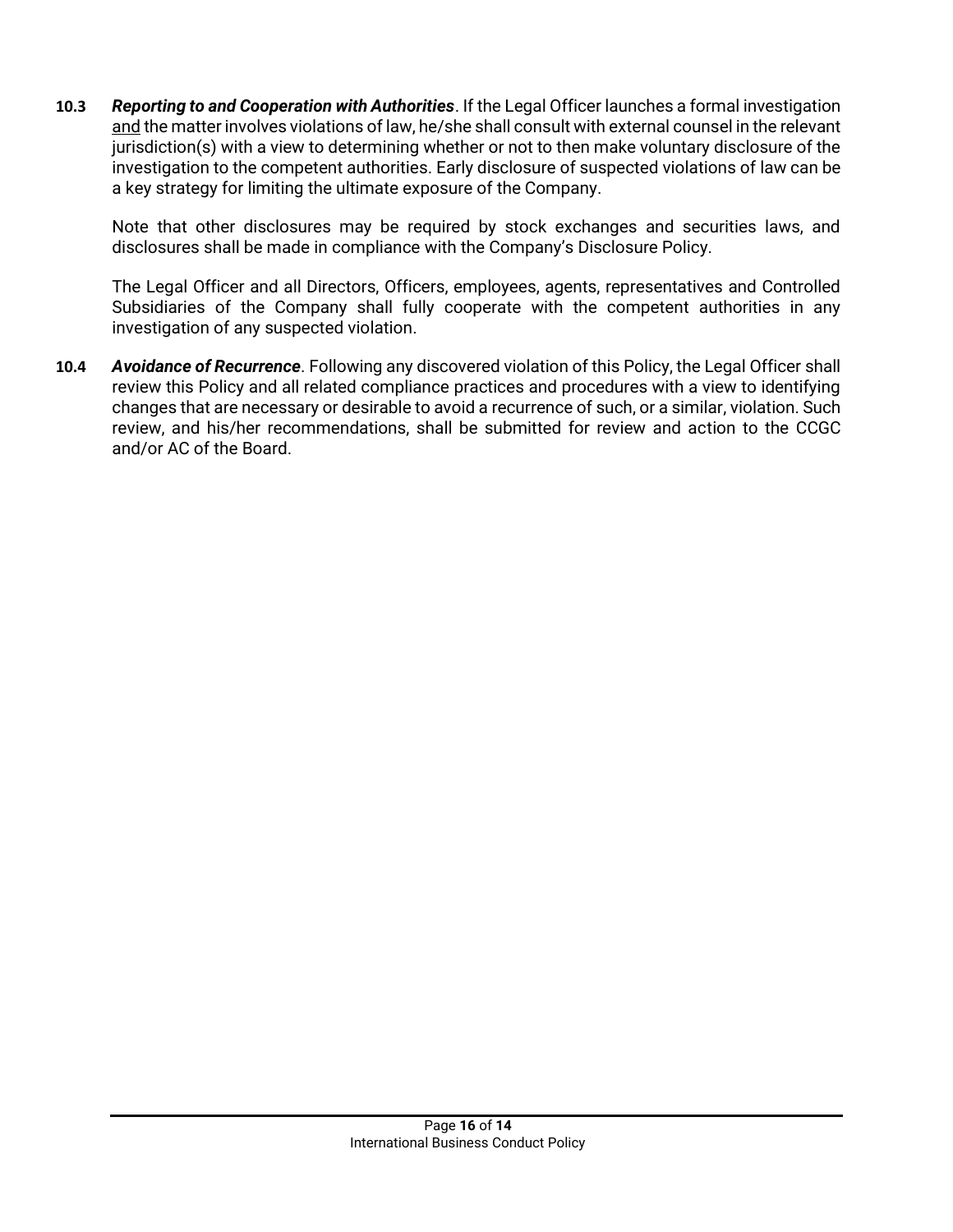**10.3** ***Reporting to and Cooperation with Authorities***. If the Legal Officer launches a formal investigation and the matter involves violations of law, he/she shall consult with external counsel in the relevant jurisdiction(s) with a view to determining whether or not to then make voluntary disclosure of the investigation to the competent authorities. Early disclosure of suspected violations of law can be a key strategy for limiting the ultimate exposure of the Company.

Note that other disclosures may be required by stock exchanges and securities laws, and disclosures shall be made in compliance with the Company's Disclosure Policy.

The Legal Officer and all Directors, Officers, employees, agents, representatives and Controlled Subsidiaries of the Company shall fully cooperate with the competent authorities in any investigation of any suspected violation.

**10.4** ***Avoidance of Recurrence***. Following any discovered violation of this Policy, the Legal Officer shall review this Policy and all related compliance practices and procedures with a view to identifying changes that are necessary or desirable to avoid a recurrence of such, or a similar, violation. Such review, and his/her recommendations, shall be submitted for review and action to the CCGC and/or AC of the Board.